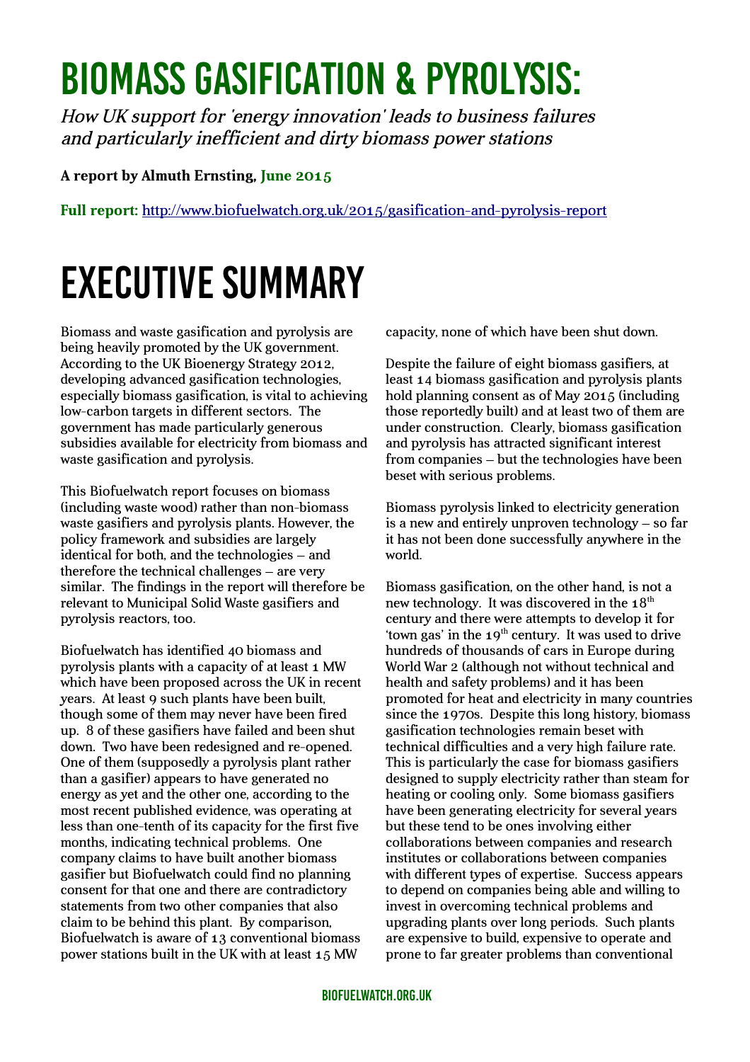# BIOMASS GASIFICATION & PYROLYSIS:

*How UK support for 'energy innovation' leads to business failures and particularly inefficient and dirty biomass power stations*

**A report by Almuth Ernsting, June 2015**

**Full report:** http://www.biofuelwatch.org.uk/2015/gasification-and-pyrolysis-report

# EXECUTIVE SUMMARY

Biomass and waste gasification and pyrolysis are being heavily promoted by the UK government. According to the UK Bioenergy Strategy 2012, developing advanced gasification technologies, especially biomass gasification, is vital to achieving low-carbon targets in different sectors. The government has made particularly generous subsidies available for electricity from biomass and waste gasification and pyrolysis.

This Biofuelwatch report focuses on biomass (including waste wood) rather than non-biomass waste gasifiers and pyrolysis plants. However, the policy framework and subsidies are largely identical for both, and the technologies – and therefore the technical challenges – are very similar. The findings in the report will therefore be relevant to Municipal Solid Waste gasifiers and pyrolysis reactors, too.

Biofuelwatch has identified 40 biomass and pyrolysis plants with a capacity of at least 1 MW which have been proposed across the UK in recent years. At least 9 such plants have been built, though some of them may never have been fired up. 8 of these gasifiers have failed and been shut down. Two have been redesigned and re-opened. One of them (supposedly a pyrolysis plant rather than a gasifier) appears to have generated no energy as yet and the other one, according to the most recent published evidence, was operating at less than one-tenth of its capacity for the first five months, indicating technical problems. One company claims to have built another biomass gasifier but Biofuelwatch could find no planning consent for that one and there are contradictory statements from two other companies that also claim to be behind this plant. By comparison, Biofuelwatch is aware of 13 conventional biomass power stations built in the UK with at least 15 MW capacity, none of which have been shut down.

Despite the failure of eight biomass gasifiers, at least 14 biomass gasification and pyrolysis plants hold planning consent as of May 2015 (including those reportedly built) and at least two of them are under construction. Clearly, biomass gasification and pyrolysis has attracted significant interest from companies – but the technologies have been beset with serious problems.

Biomass pyrolysis linked to electricity generation is a new and entirely unproven technology – so far it has not been done successfully anywhere in the world.

Biomass gasification, on the other hand, is not a new technology. It was discovered in the 18th century and there were attempts to develop it for 'town gas' in the 19th century. It was used to drive hundreds of thousands of cars in Europe during World War 2 (although not without technical and health and safety problems) and it has been promoted for heat and electricity in many countries since the 1970s. Despite this long history, biomass gasification technologies remain beset with technical difficulties and a very high failure rate. This is particularly the case for biomass gasifiers designed to supply electricity rather than steam for heating or cooling only. Some biomass gasifiers have been generating electricity for several years but these tend to be ones involving either collaborations between companies and research institutes or collaborations between companies with different types of expertise. Success appears to depend on companies being able and willing to invest in overcoming technical problems and upgrading plants over long periods. Such plants are expensive to build, expensive to operate and prone to far greater problems than conventional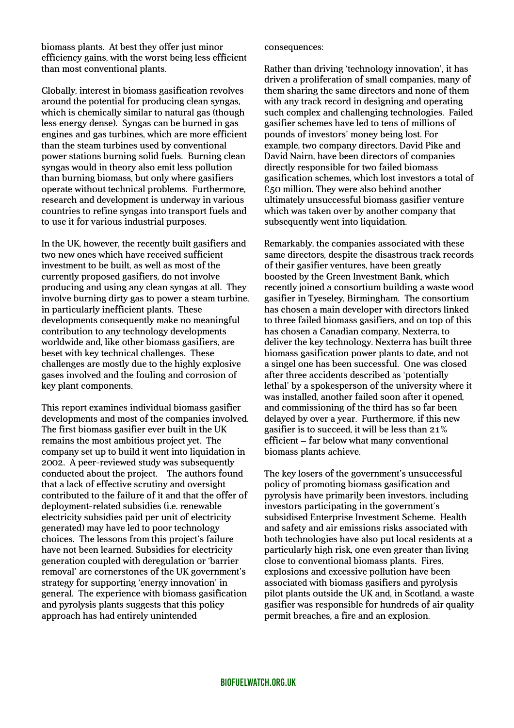biomass plants. At best they offer just minor efficiency gains, with the worst being less efficient than most conventional plants.

Globally, interest in biomass gasification revolves around the potential for producing clean syngas, which is chemically similar to natural gas (though less energy dense). Syngas can be burned in gas engines and gas turbines, which are more efficient than the steam turbines used by conventional power stations burning solid fuels. Burning clean syngas would in theory also emit less pollution than burning biomass, but only where gasifiers operate without technical problems. Furthermore, research and development is underway in various countries to refine syngas into transport fuels and to use it for various industrial purposes.

In the UK, however, the recently built gasifiers and two new ones which have received sufficient investment to be built, as well as most of the currently proposed gasifiers, do not involve producing and using any clean syngas at all. They involve burning dirty gas to power a steam turbine, in particularly inefficient plants. These developments consequently make no meaningful contribution to any technology developments worldwide and, like other biomass gasifiers, are beset with key technical challenges. These challenges are mostly due to the highly explosive gases involved and the fouling and corrosion of key plant components.

This report examines individual biomass gasifier developments and most of the companies involved. The first biomass gasifier ever built in the UK remains the most ambitious project yet. The company set up to build it went into liquidation in 2002. A peer-reviewed study was subsequently conducted about the project. The authors found that a lack of effective scrutiny and oversight contributed to the failure of it and that the offer of deployment-related subsidies (i.e. renewable electricity subsidies paid per unit of electricity generated) may have led to poor technology choices. The lessons from this project's failure have not been learned. Subsidies for electricity generation coupled with deregulation or 'barrier removal' are cornerstones of the UK government's strategy for supporting 'energy innovation' in general. The experience with biomass gasification and pyrolysis plants suggests that this policy approach has had entirely unintended consequences:

Rather than driving 'technology innovation', it has driven a proliferation of small companies, many of them sharing the same directors and none of them with any track record in designing and operating such complex and challenging technologies. Failed gasifier schemes have led to tens of millions of pounds of investors' money being lost. For example, two company directors, David Pike and David Nairn, have been directors of companies directly responsible for two failed biomass gasification schemes, which lost investors a total of £50 million. They were also behind another ultimately unsuccessful biomass gasifier venture which was taken over by another company that subsequently went into liquidation.

Remarkably, the companies associated with these same directors, despite the disastrous track records of their gasifier ventures, have been greatly boosted by the Green Investment Bank, which recently joined a consortium building a waste wood gasifier in Tyeseley, Birmingham. The consortium has chosen a main developer with directors linked to three failed biomass gasifiers, and on top of this has chosen a Canadian company, Nexterra, to deliver the key technology. Nexterra has built three biomass gasification power plants to date, and not a singel one has been successful. One was closed after three accidents described as 'potentially lethal' by a spokesperson of the university where it was installed, another failed soon after it opened, and commissioning of the third has so far been delayed by over a year. Furthermore, if this new gasifier is to succeed, it will be less than 21% efficient – far below what many conventional biomass plants achieve.

The key losers of the government's unsuccessful policy of promoting biomass gasification and pyrolysis have primarily been investors, including investors participating in the government's subsidised Enterprise Investment Scheme. Health and safety and air emissions risks associated with both technologies have also put local residents at a particularly high risk, one even greater than living close to conventional biomass plants. Fires, explosions and excessive pollution have been associated with biomass gasifiers and pyrolysis pilot plants outside the UK and, in Scotland, a waste gasifier was responsible for hundreds of air quality permit breaches, a fire and an explosion.